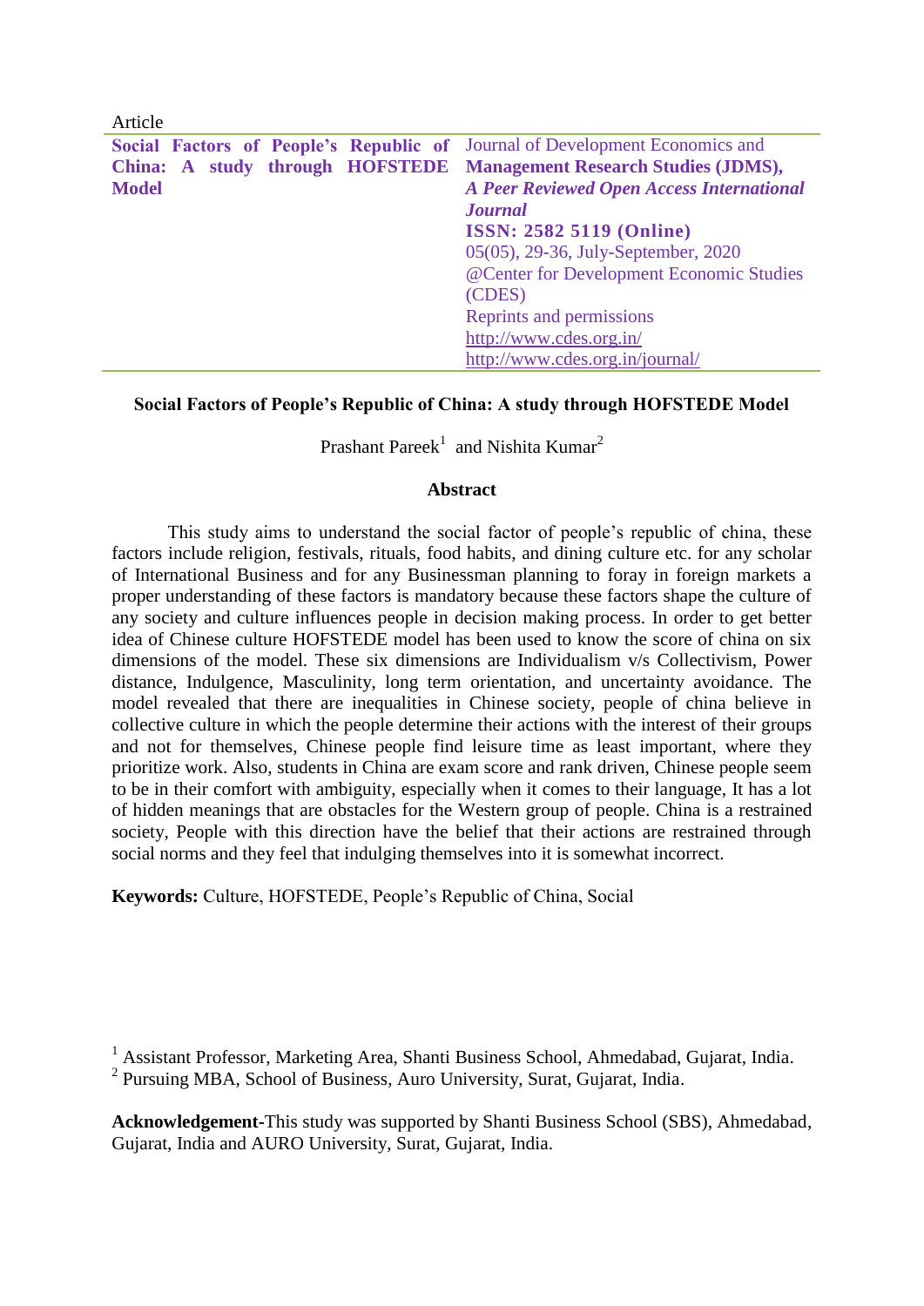Article

| **Social Factors of People's Republic of China: A study through HOFSTEDE Model** | Journal of Development Economics and **Management Research Studies (JDMS),** ***A Peer Reviewed Open Access International Journal*** **ISSN: 2582 5119 (Online)** 05(05), 29-36, July-September, 2020 @Center for Development Economic Studies (CDES) Reprints and permissions http://www.cdes.org.in/ http://www.cdes.org.in/journal/ |
|---|---|

# Social Factors of People's Republic of China: A study through HOFSTEDE Model

Prashant Pareek[1] and Nishita Kumar[2]

## Abstract

This study aims to understand the social factor of people's republic of china, these factors include religion, festivals, rituals, food habits, and dining culture etc. for any scholar of International Business and for any Businessman planning to foray in foreign markets a proper understanding of these factors is mandatory because these factors shape the culture of any society and culture influences people in decision making process. In order to get better idea of Chinese culture HOFSTEDE model has been used to know the score of china on six dimensions of the model. These six dimensions are Individualism v/s Collectivism, Power distance, Indulgence, Masculinity, long term orientation, and uncertainty avoidance. The model revealed that there are inequalities in Chinese society, people of china believe in collective culture in which the people determine their actions with the interest of their groups and not for themselves, Chinese people find leisure time as least important, where they prioritize work. Also, students in China are exam score and rank driven, Chinese people seem to be in their comfort with ambiguity, especially when it comes to their language, It has a lot of hidden meanings that are obstacles for the Western group of people. China is a restrained society, People with this direction have the belief that their actions are restrained through social norms and they feel that indulging themselves into it is somewhat incorrect.

**Keywords:** Culture, HOFSTEDE, People's Republic of China, Social

[1] Assistant Professor, Marketing Area, Shanti Business School, Ahmedabad, Gujarat, India.
[2] Pursuing MBA, School of Business, Auro University, Surat, Gujarat, India.

**Acknowledgement**-This study was supported by Shanti Business School (SBS), Ahmedabad, Gujarat, India and AURO University, Surat, Gujarat, India.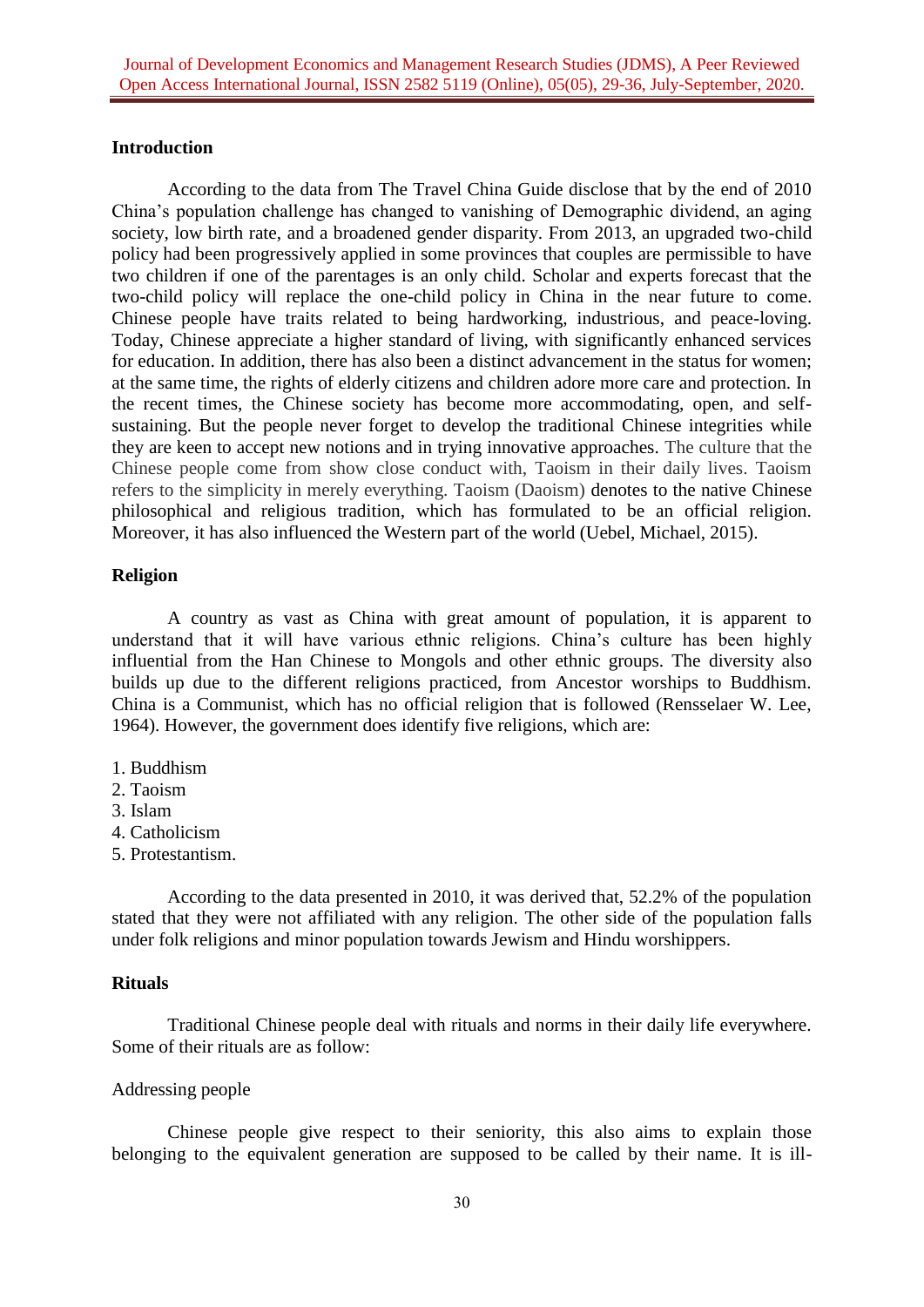## Introduction

According to the data from The Travel China Guide disclose that by the end of 2010 China's population challenge has changed to vanishing of Demographic dividend, an aging society, low birth rate, and a broadened gender disparity. From 2013, an upgraded two-child policy had been progressively applied in some provinces that couples are permissible to have two children if one of the parentages is an only child. Scholar and experts forecast that the two-child policy will replace the one-child policy in China in the near future to come. Chinese people have traits related to being hardworking, industrious, and peace-loving. Today, Chinese appreciate a higher standard of living, with significantly enhanced services for education. In addition, there has also been a distinct advancement in the status for women; at the same time, the rights of elderly citizens and children adore more care and protection. In the recent times, the Chinese society has become more accommodating, open, and self-sustaining. But the people never forget to develop the traditional Chinese integrities while they are keen to accept new notions and in trying innovative approaches. The culture that the Chinese people come from show close conduct with, Taoism in their daily lives. Taoism refers to the simplicity in merely everything. Taoism (Daoism) denotes to the native Chinese philosophical and religious tradition, which has formulated to be an official religion. Moreover, it has also influenced the Western part of the world (Uebel, Michael, 2015).

## Religion

A country as vast as China with great amount of population, it is apparent to understand that it will have various ethnic religions. China's culture has been highly influential from the Han Chinese to Mongols and other ethnic groups. The diversity also builds up due to the different religions practiced, from Ancestor worships to Buddhism. China is a Communist, which has no official religion that is followed (Rensselaer W. Lee, 1964). However, the government does identify five religions, which are:

1. Buddhism
2. Taoism
3. Islam
4. Catholicism
5. Protestantism.

According to the data presented in 2010, it was derived that, 52.2% of the population stated that they were not affiliated with any religion. The other side of the population falls under folk religions and minor population towards Jewism and Hindu worshippers.

## Rituals

Traditional Chinese people deal with rituals and norms in their daily life everywhere. Some of their rituals are as follow:

### Addressing people

Chinese people give respect to their seniority, this also aims to explain those belonging to the equivalent generation are supposed to be called by their name. It is ill-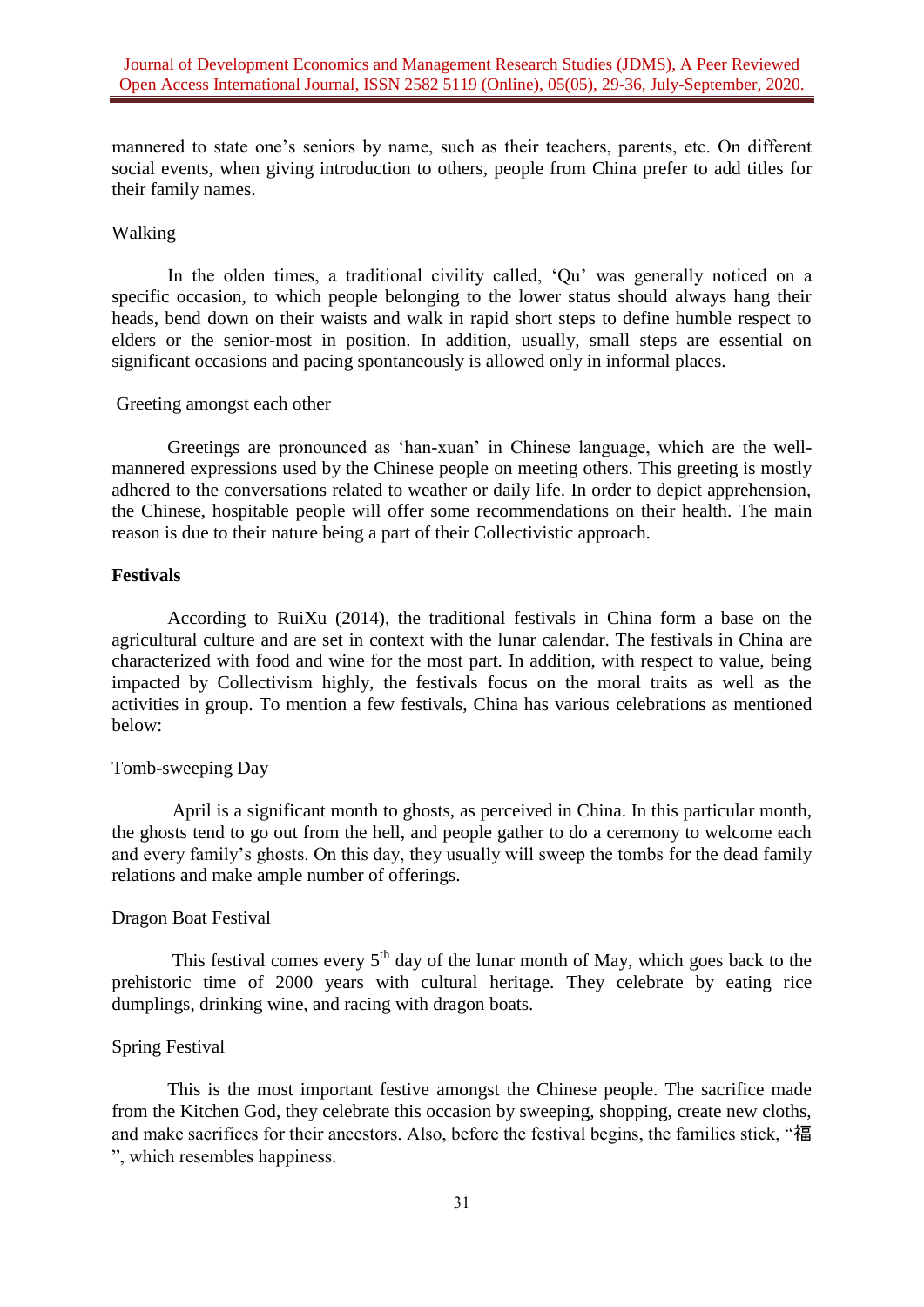mannered to state one's seniors by name, such as their teachers, parents, etc. On different social events, when giving introduction to others, people from China prefer to add titles for their family names.

Walking

In the olden times, a traditional civility called, 'Qu' was generally noticed on a specific occasion, to which people belonging to the lower status should always hang their heads, bend down on their waists and walk in rapid short steps to define humble respect to elders or the senior-most in position. In addition, usually, small steps are essential on significant occasions and pacing spontaneously is allowed only in informal places.

Greeting amongst each other

Greetings are pronounced as 'han-xuan' in Chinese language, which are the well-mannered expressions used by the Chinese people on meeting others. This greeting is mostly adhered to the conversations related to weather or daily life. In order to depict apprehension, the Chinese, hospitable people will offer some recommendations on their health. The main reason is due to their nature being a part of their Collectivistic approach.

**Festivals**

According to RuiXu (2014), the traditional festivals in China form a base on the agricultural culture and are set in context with the lunar calendar. The festivals in China are characterized with food and wine for the most part. In addition, with respect to value, being impacted by Collectivism highly, the festivals focus on the moral traits as well as the activities in group. To mention a few festivals, China has various celebrations as mentioned below:

Tomb-sweeping Day

April is a significant month to ghosts, as perceived in China. In this particular month, the ghosts tend to go out from the hell, and people gather to do a ceremony to welcome each and every family's ghosts. On this day, they usually will sweep the tombs for the dead family relations and make ample number of offerings.

Dragon Boat Festival

This festival comes every 5th day of the lunar month of May, which goes back to the prehistoric time of 2000 years with cultural heritage. They celebrate by eating rice dumplings, drinking wine, and racing with dragon boats.

Spring Festival

This is the most important festive amongst the Chinese people. The sacrifice made from the Kitchen God, they celebrate this occasion by sweeping, shopping, create new cloths, and make sacrifices for their ancestors. Also, before the festival begins, the families stick, "福", which resembles happiness.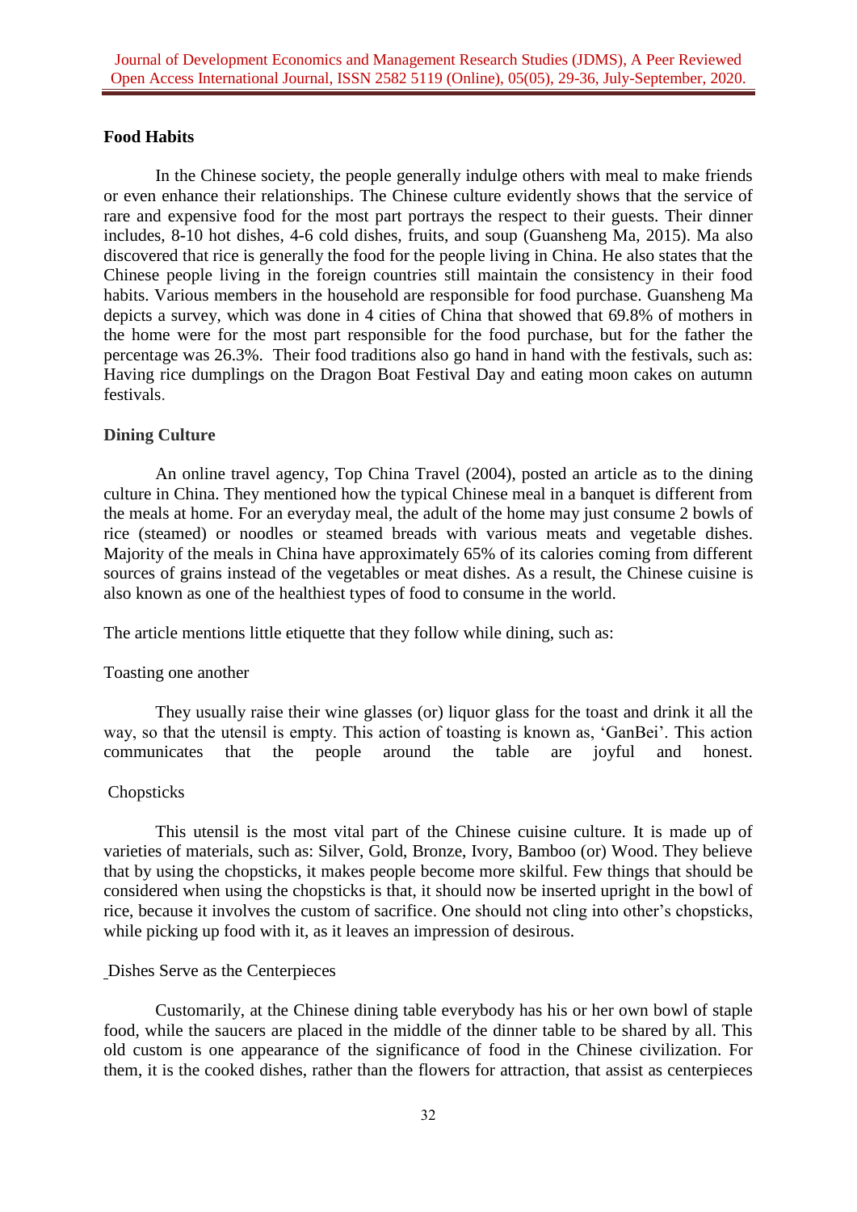**Food Habits**

In the Chinese society, the people generally indulge others with meal to make friends or even enhance their relationships. The Chinese culture evidently shows that the service of rare and expensive food for the most part portrays the respect to their guests. Their dinner includes, 8-10 hot dishes, 4-6 cold dishes, fruits, and soup (Guansheng Ma, 2015). Ma also discovered that rice is generally the food for the people living in China. He also states that the Chinese people living in the foreign countries still maintain the consistency in their food habits. Various members in the household are responsible for food purchase. Guansheng Ma depicts a survey, which was done in 4 cities of China that showed that 69.8% of mothers in the home were for the most part responsible for the food purchase, but for the father the percentage was 26.3%. Their food traditions also go hand in hand with the festivals, such as: Having rice dumplings on the Dragon Boat Festival Day and eating moon cakes on autumn festivals.

**Dining Culture**

An online travel agency, Top China Travel (2004), posted an article as to the dining culture in China. They mentioned how the typical Chinese meal in a banquet is different from the meals at home. For an everyday meal, the adult of the home may just consume 2 bowls of rice (steamed) or noodles or steamed breads with various meats and vegetable dishes. Majority of the meals in China have approximately 65% of its calories coming from different sources of grains instead of the vegetables or meat dishes. As a result, the Chinese cuisine is also known as one of the healthiest types of food to consume in the world.

The article mentions little etiquette that they follow while dining, such as:

Toasting one another

They usually raise their wine glasses (or) liquor glass for the toast and drink it all the way, so that the utensil is empty. This action of toasting is known as, 'GanBei'. This action communicates that the people around the table are joyful and honest.

Chopsticks

This utensil is the most vital part of the Chinese cuisine culture. It is made up of varieties of materials, such as: Silver, Gold, Bronze, Ivory, Bamboo (or) Wood. They believe that by using the chopsticks, it makes people become more skilful. Few things that should be considered when using the chopsticks is that, it should now be inserted upright in the bowl of rice, because it involves the custom of sacrifice. One should not cling into other's chopsticks, while picking up food with it, as it leaves an impression of desirous.

Dishes Serve as the Centerpieces

Customarily, at the Chinese dining table everybody has his or her own bowl of staple food, while the saucers are placed in the middle of the dinner table to be shared by all. This old custom is one appearance of the significance of food in the Chinese civilization. For them, it is the cooked dishes, rather than the flowers for attraction, that assist as centerpieces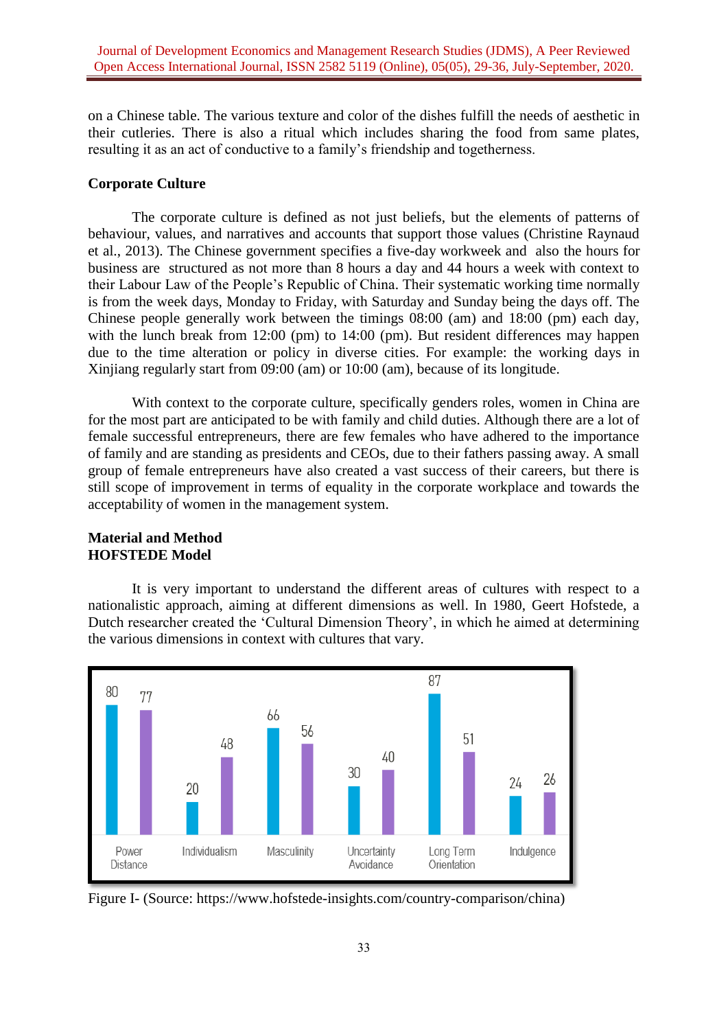on a Chinese table. The various texture and color of the dishes fulfill the needs of aesthetic in their cutleries. There is also a ritual which includes sharing the food from same plates, resulting it as an act of conductive to a family's friendship and togetherness.

**Corporate Culture**

The corporate culture is defined as not just beliefs, but the elements of patterns of behaviour, values, and narratives and accounts that support those values (Christine Raynaud et al., 2013). The Chinese government specifies a five-day workweek and also the hours for business are structured as not more than 8 hours a day and 44 hours a week with context to their Labour Law of the People's Republic of China. Their systematic working time normally is from the week days, Monday to Friday, with Saturday and Sunday being the days off. The Chinese people generally work between the timings 08:00 (am) and 18:00 (pm) each day, with the lunch break from 12:00 (pm) to 14:00 (pm). But resident differences may happen due to the time alteration or policy in diverse cities. For example: the working days in Xinjiang regularly start from 09:00 (am) or 10:00 (am), because of its longitude.

With context to the corporate culture, specifically genders roles, women in China are for the most part are anticipated to be with family and child duties. Although there are a lot of female successful entrepreneurs, there are few females who have adhered to the importance of family and are standing as presidents and CEOs, due to their fathers passing away. A small group of female entrepreneurs have also created a vast success of their careers, but there is still scope of improvement in terms of equality in the corporate workplace and towards the acceptability of women in the management system.

**Material and Method**
**HOFSTEDE Model**

It is very important to understand the different areas of cultures with respect to a nationalistic approach, aiming at different dimensions as well. In 1980, Geert Hofstede, a Dutch researcher created the 'Cultural Dimension Theory', in which he aimed at determining the various dimensions in context with cultures that vary.

| | Power Distance | Individualism | Masculinity | Uncertainty Avoidance | Long Term Orientation | Indulgence |
|---|---|---|---|---|---|---|
| Blue bar | 80 | 20 | 66 | 30 | 87 | 24 |
| Purple bar | 77 | 48 | 56 | 40 | 51 | 26 |

Figure I- (Source: https://www.hofstede-insights.com/country-comparison/china)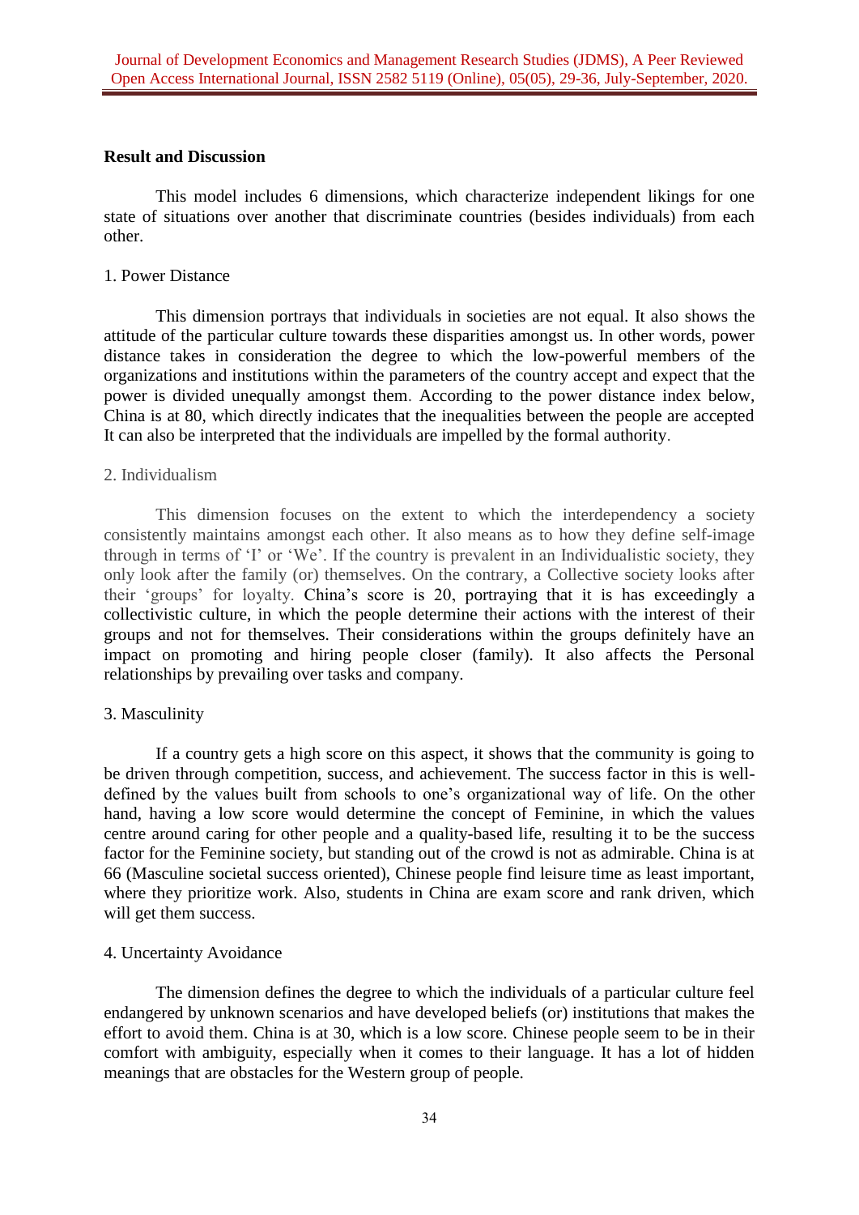**Result and Discussion**

This model includes 6 dimensions, which characterize independent likings for one state of situations over another that discriminate countries (besides individuals) from each other.

1. Power Distance

This dimension portrays that individuals in societies are not equal. It also shows the attitude of the particular culture towards these disparities amongst us. In other words, power distance takes in consideration the degree to which the low-powerful members of the organizations and institutions within the parameters of the country accept and expect that the power is divided unequally amongst them. According to the power distance index below, China is at 80, which directly indicates that the inequalities between the people are accepted It can also be interpreted that the individuals are impelled by the formal authority.

2. Individualism

This dimension focuses on the extent to which the interdependency a society consistently maintains amongst each other. It also means as to how they define self-image through in terms of 'I' or 'We'. If the country is prevalent in an Individualistic society, they only look after the family (or) themselves. On the contrary, a Collective society looks after their 'groups' for loyalty. China's score is 20, portraying that it is has exceedingly a collectivistic culture, in which the people determine their actions with the interest of their groups and not for themselves. Their considerations within the groups definitely have an impact on promoting and hiring people closer (family). It also affects the Personal relationships by prevailing over tasks and company.

3. Masculinity

If a country gets a high score on this aspect, it shows that the community is going to be driven through competition, success, and achievement. The success factor in this is well-defined by the values built from schools to one's organizational way of life. On the other hand, having a low score would determine the concept of Feminine, in which the values centre around caring for other people and a quality-based life, resulting it to be the success factor for the Feminine society, but standing out of the crowd is not as admirable. China is at 66 (Masculine societal success oriented), Chinese people find leisure time as least important, where they prioritize work. Also, students in China are exam score and rank driven, which will get them success.

4. Uncertainty Avoidance

The dimension defines the degree to which the individuals of a particular culture feel endangered by unknown scenarios and have developed beliefs (or) institutions that makes the effort to avoid them. China is at 30, which is a low score. Chinese people seem to be in their comfort with ambiguity, especially when it comes to their language. It has a lot of hidden meanings that are obstacles for the Western group of people.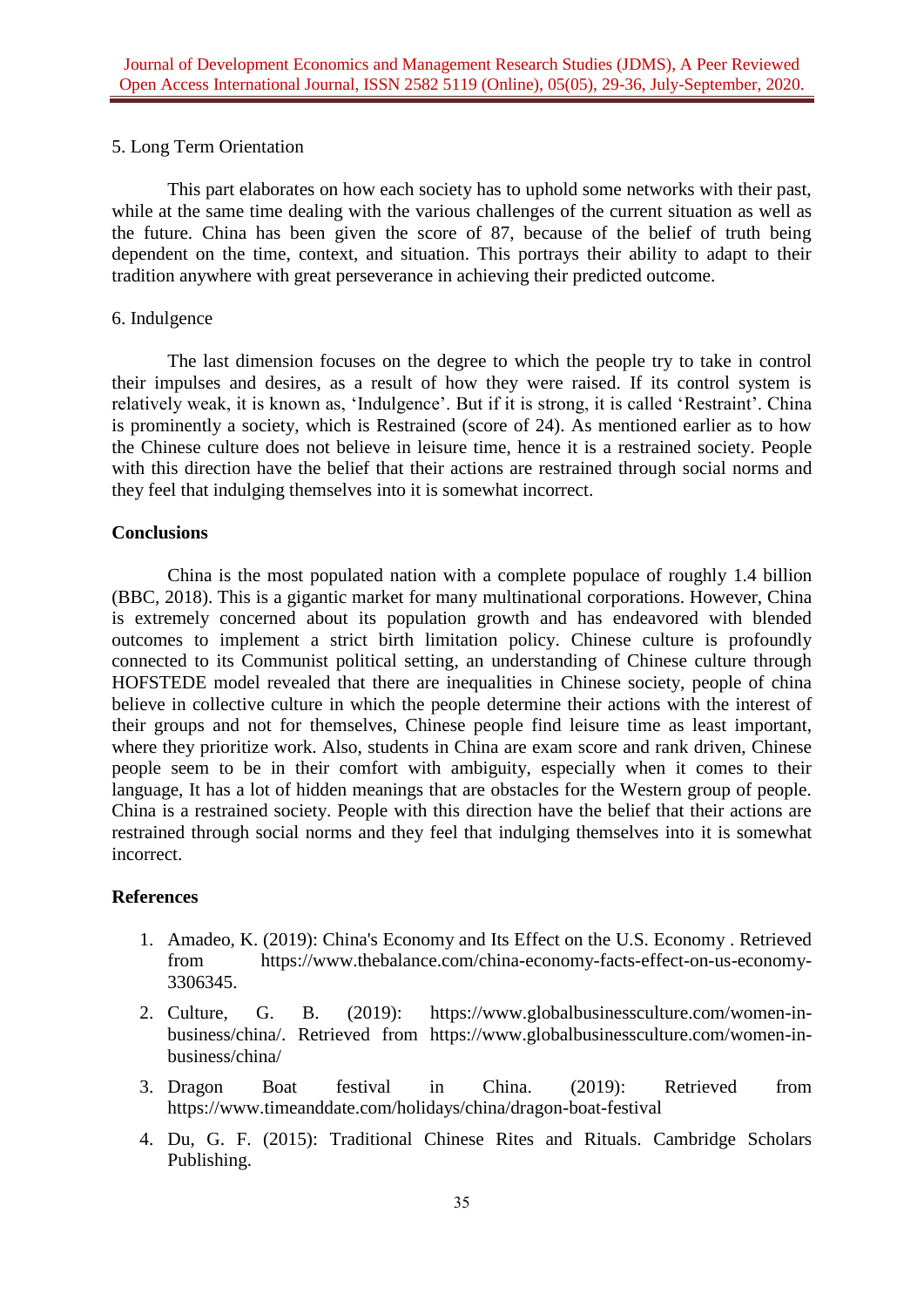5. Long Term Orientation

This part elaborates on how each society has to uphold some networks with their past, while at the same time dealing with the various challenges of the current situation as well as the future. China has been given the score of 87, because of the belief of truth being dependent on the time, context, and situation. This portrays their ability to adapt to their tradition anywhere with great perseverance in achieving their predicted outcome.

6. Indulgence

The last dimension focuses on the degree to which the people try to take in control their impulses and desires, as a result of how they were raised. If its control system is relatively weak, it is known as, 'Indulgence'. But if it is strong, it is called 'Restraint'. China is prominently a society, which is Restrained (score of 24). As mentioned earlier as to how the Chinese culture does not believe in leisure time, hence it is a restrained society. People with this direction have the belief that their actions are restrained through social norms and they feel that indulging themselves into it is somewhat incorrect.

## Conclusions

China is the most populated nation with a complete populace of roughly 1.4 billion (BBC, 2018). This is a gigantic market for many multinational corporations. However, China is extremely concerned about its population growth and has endeavored with blended outcomes to implement a strict birth limitation policy. Chinese culture is profoundly connected to its Communist political setting, an understanding of Chinese culture through HOFSTEDE model revealed that there are inequalities in Chinese society, people of china believe in collective culture in which the people determine their actions with the interest of their groups and not for themselves, Chinese people find leisure time as least important, where they prioritize work. Also, students in China are exam score and rank driven, Chinese people seem to be in their comfort with ambiguity, especially when it comes to their language, It has a lot of hidden meanings that are obstacles for the Western group of people. China is a restrained society. People with this direction have the belief that their actions are restrained through social norms and they feel that indulging themselves into it is somewhat incorrect.

## References

1. Amadeo, K. (2019): China's Economy and Its Effect on the U.S. Economy . Retrieved from https://www.thebalance.com/china-economy-facts-effect-on-us-economy-3306345.
2. Culture, G. B. (2019): https://www.globalbusinessculture.com/women-in-business/china/. Retrieved from https://www.globalbusinessculture.com/women-in-business/china/
3. Dragon Boat festival in China. (2019): Retrieved from https://www.timeanddate.com/holidays/china/dragon-boat-festival
4. Du, G. F. (2015): Traditional Chinese Rites and Rituals. Cambridge Scholars Publishing.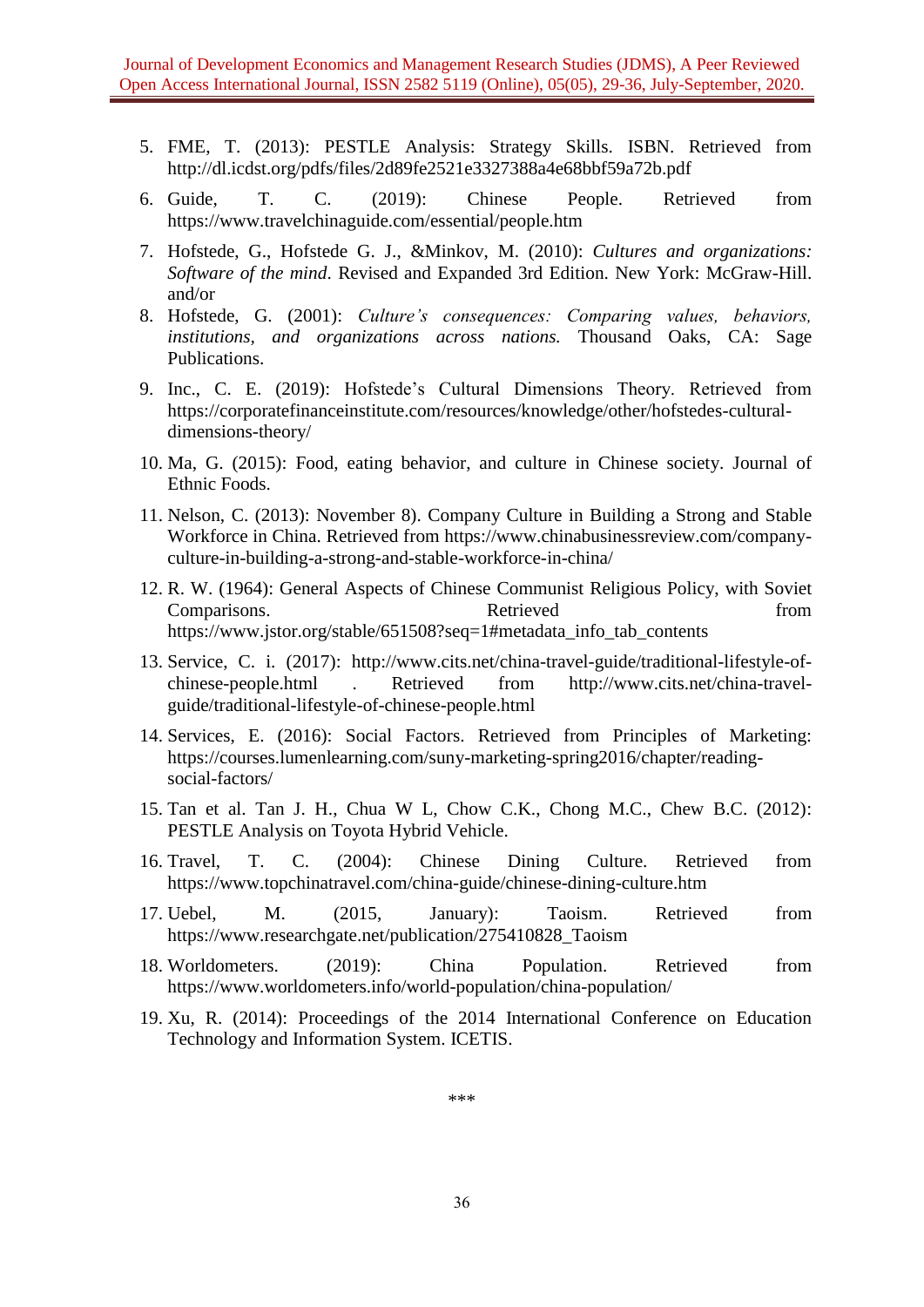5. FME, T. (2013): PESTLE Analysis: Strategy Skills. ISBN. Retrieved from http://dl.icdst.org/pdfs/files/2d89fe2521e3327388a4e68bbf59a72b.pdf
6. Guide, T. C. (2019): Chinese People. Retrieved from https://www.travelchinaguide.com/essential/people.htm
7. Hofstede, G., Hofstede G. J., &Minkov, M. (2010): *Cultures and organizations: Software of the mind*. Revised and Expanded 3rd Edition. New York: McGraw-Hill. and/or
8. Hofstede, G. (2001): *Culture's consequences: Comparing values, behaviors, institutions, and organizations across nations.* Thousand Oaks, CA: Sage Publications.
9. Inc., C. E. (2019): Hofstede's Cultural Dimensions Theory. Retrieved from https://corporatefinanceinstitute.com/resources/knowledge/other/hofstedes-cultural-dimensions-theory/
10. Ma, G. (2015): Food, eating behavior, and culture in Chinese society. Journal of Ethnic Foods.
11. Nelson, C. (2013): November 8). Company Culture in Building a Strong and Stable Workforce in China. Retrieved from https://www.chinabusinessreview.com/company-culture-in-building-a-strong-and-stable-workforce-in-china/
12. R. W. (1964): General Aspects of Chinese Communist Religious Policy, with Soviet Comparisons. Retrieved from https://www.jstor.org/stable/651508?seq=1#metadata_info_tab_contents
13. Service, C. i. (2017): http://www.cits.net/china-travel-guide/traditional-lifestyle-of-chinese-people.html . Retrieved from http://www.cits.net/china-travel-guide/traditional-lifestyle-of-chinese-people.html
14. Services, E. (2016): Social Factors. Retrieved from Principles of Marketing: https://courses.lumenlearning.com/suny-marketing-spring2016/chapter/reading-social-factors/
15. Tan et al. Tan J. H., Chua W L, Chow C.K., Chong M.C., Chew B.C. (2012): PESTLE Analysis on Toyota Hybrid Vehicle.
16. Travel, T. C. (2004): Chinese Dining Culture. Retrieved from https://www.topchinatravel.com/china-guide/chinese-dining-culture.htm
17. Uebel, M. (2015, January): Taoism. Retrieved from https://www.researchgate.net/publication/275410828_Taoism
18. Worldometers. (2019): China Population. Retrieved from https://www.worldometers.info/world-population/china-population/
19. Xu, R. (2014): Proceedings of the 2014 International Conference on Education Technology and Information System. ICETIS.

***